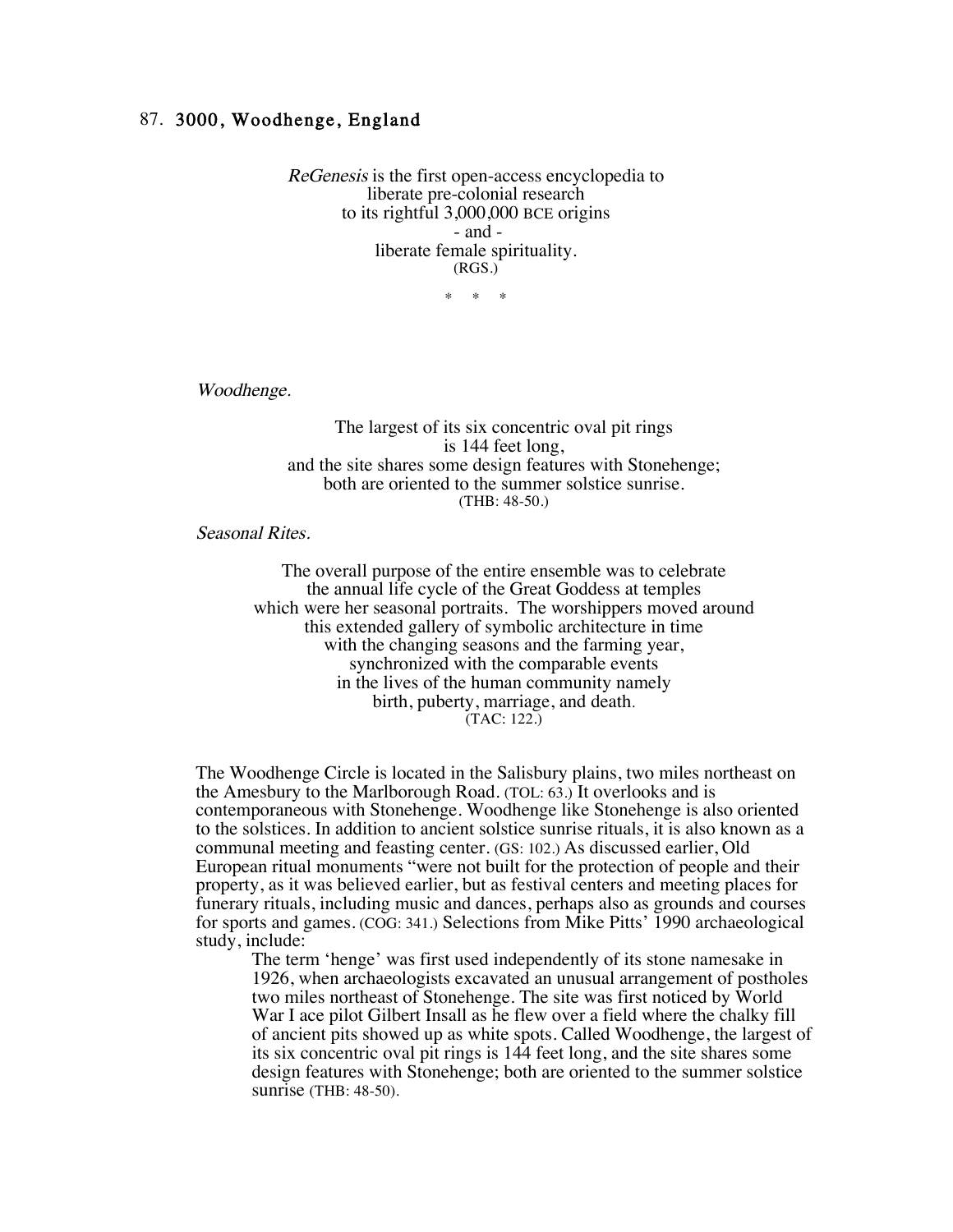## 87. 3000, Woodhenge, England

*ReGenesis* is the first open-access encyclopedia to
liberate pre-colonial research
to its rightful 3,000,000 BCE origins
- and -
liberate female spirituality.
(RGS.)

\* \* \*

*Woodhenge.*

The largest of its six concentric oval pit rings
is 144 feet long,
and the site shares some design features with Stonehenge;
both are oriented to the summer solstice sunrise.
(THB: 48-50.)

*Seasonal Rites.*

The overall purpose of the entire ensemble was to celebrate
the annual life cycle of the Great Goddess at temples
which were her seasonal portraits. The worshippers moved around
this extended gallery of symbolic architecture in time
with the changing seasons and the farming year,
synchronized with the comparable events
in the lives of the human community namely
birth, puberty, marriage, and death.
(TAC: 122.)

The Woodhenge Circle is located in the Salisbury plains, two miles northeast on the Amesbury to the Marlborough Road. (TOL: 63.) It overlooks and is contemporaneous with Stonehenge. Woodhenge like Stonehenge is also oriented to the solstices. In addition to ancient solstice sunrise rituals, it is also known as a communal meeting and feasting center. (GS: 102.) As discussed earlier, Old European ritual monuments "were not built for the protection of people and their property, as it was believed earlier, but as festival centers and meeting places for funerary rituals, including music and dances, perhaps also as grounds and courses for sports and games. (COG: 341.) Selections from Mike Pitts' 1990 archaeological study, include:

> The term 'henge' was first used independently of its stone namesake in 1926, when archaeologists excavated an unusual arrangement of postholes two miles northeast of Stonehenge. The site was first noticed by World War I ace pilot Gilbert Insall as he flew over a field where the chalky fill of ancient pits showed up as white spots. Called Woodhenge, the largest of its six concentric oval pit rings is 144 feet long, and the site shares some design features with Stonehenge; both are oriented to the summer solstice sunrise (THB: 48-50).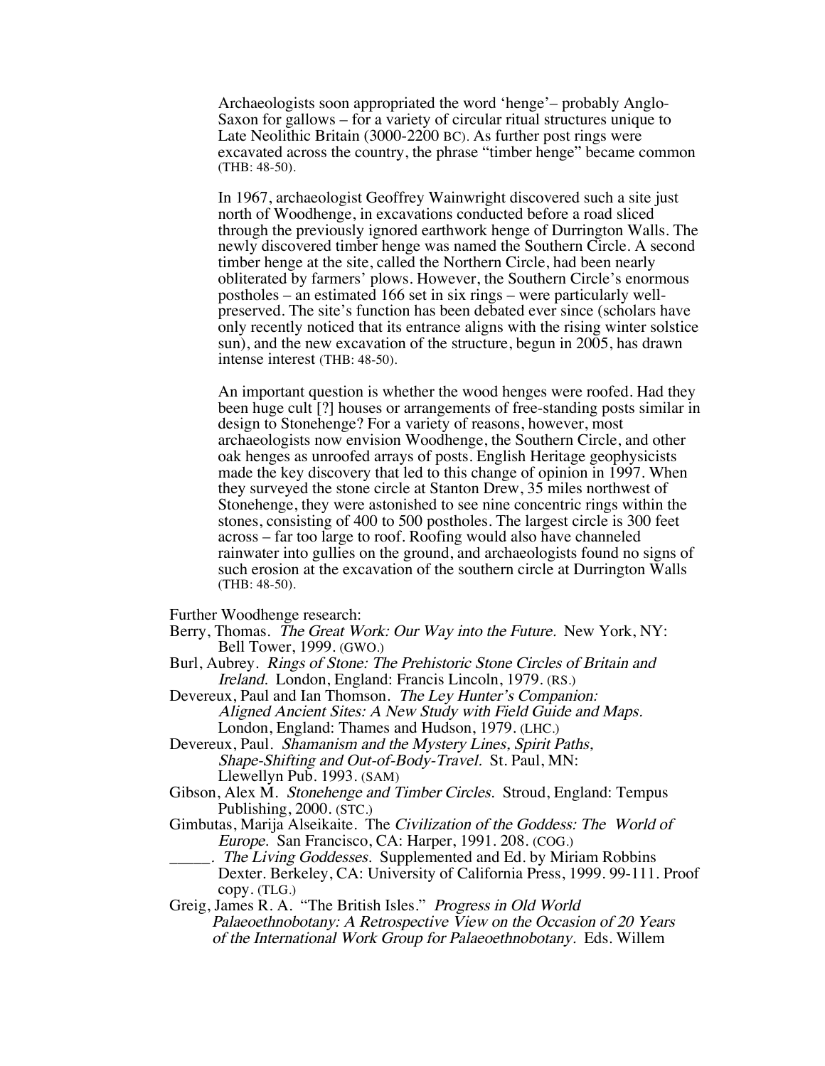Archaeologists soon appropriated the word 'henge'– probably Anglo-Saxon for gallows – for a variety of circular ritual structures unique to Late Neolithic Britain (3000-2200 BC). As further post rings were excavated across the country, the phrase "timber henge" became common (THB: 48-50).

In 1967, archaeologist Geoffrey Wainwright discovered such a site just north of Woodhenge, in excavations conducted before a road sliced through the previously ignored earthwork henge of Durrington Walls. The newly discovered timber henge was named the Southern Circle. A second timber henge at the site, called the Northern Circle, had been nearly obliterated by farmers' plows. However, the Southern Circle's enormous postholes – an estimated 166 set in six rings – were particularly well-preserved. The site's function has been debated ever since (scholars have only recently noticed that its entrance aligns with the rising winter solstice sun), and the new excavation of the structure, begun in 2005, has drawn intense interest (THB: 48-50).

An important question is whether the wood henges were roofed. Had they been huge cult [?] houses or arrangements of free-standing posts similar in design to Stonehenge? For a variety of reasons, however, most archaeologists now envision Woodhenge, the Southern Circle, and other oak henges as unroofed arrays of posts. English Heritage geophysicists made the key discovery that led to this change of opinion in 1997. When they surveyed the stone circle at Stanton Drew, 35 miles northwest of Stonehenge, they were astonished to see nine concentric rings within the stones, consisting of 400 to 500 postholes. The largest circle is 300 feet across – far too large to roof. Roofing would also have channeled rainwater into gullies on the ground, and archaeologists found no signs of such erosion at the excavation of the southern circle at Durrington Walls (THB: 48-50).

Further Woodhenge research:

Berry, Thomas. *The Great Work: Our Way into the Future.* New York, NY: Bell Tower, 1999. (GWO.)

Burl, Aubrey. *Rings of Stone: The Prehistoric Stone Circles of Britain and Ireland.* London, England: Francis Lincoln, 1979. (RS.)

Devereux, Paul and Ian Thomson. *The Ley Hunter's Companion: Aligned Ancient Sites: A New Study with Field Guide and Maps.* London, England: Thames and Hudson, 1979. (LHC.)

Devereux, Paul. *Shamanism and the Mystery Lines, Spirit Paths, Shape-Shifting and Out-of-Body-Travel.* St. Paul, MN: Llewellyn Pub. 1993. (SAM)

Gibson, Alex M. *Stonehenge and Timber Circles.* Stroud, England: Tempus Publishing, 2000. (STC.)

Gimbutas, Marija Alseikaite. The *Civilization of the Goddess: The World of Europe.* San Francisco, CA: Harper, 1991. 208. (COG.)

_____. *The Living Goddesses.* Supplemented and Ed. by Miriam Robbins Dexter. Berkeley, CA: University of California Press, 1999. 99-111. Proof copy. (TLG.)

Greig, James R. A. "The British Isles." *Progress in Old World Palaeoethnobotany: A Retrospective View on the Occasion of 20 Years of the International Work Group for Palaeoethnobotany.* Eds. Willem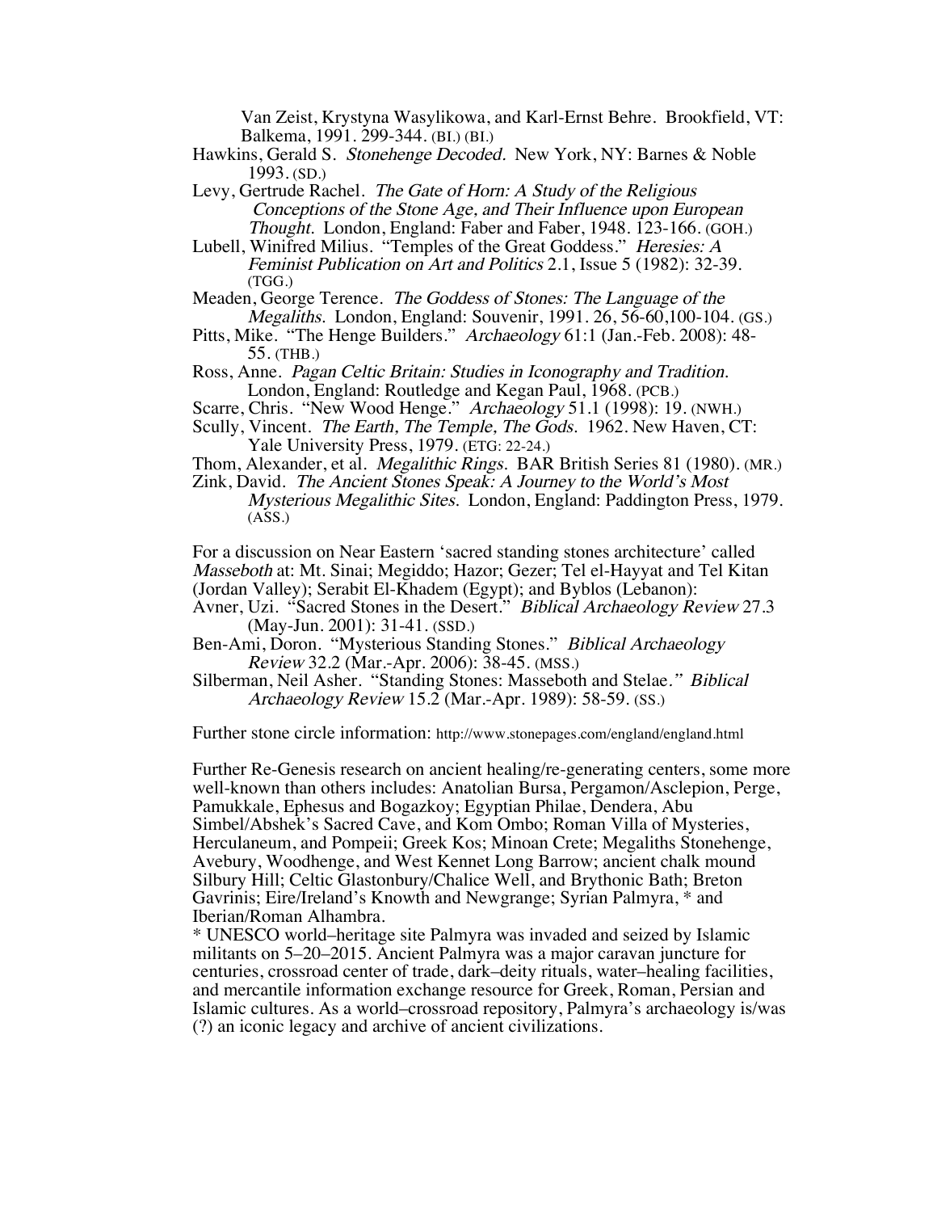Van Zeist, Krystyna Wasylikowa, and Karl-Ernst Behre. Brookfield, VT: Balkema, 1991. 299-344. (BI.) (BI.)

Hawkins, Gerald S. *Stonehenge Decoded.* New York, NY: Barnes & Noble 1993. (SD.)

Levy, Gertrude Rachel. *The Gate of Horn: A Study of the Religious Conceptions of the Stone Age, and Their Influence upon European Thought.* London, England: Faber and Faber, 1948. 123-166. (GOH.)

Lubell, Winifred Milius. "Temples of the Great Goddess." *Heresies: A Feminist Publication on Art and Politics* 2.1, Issue 5 (1982): 32-39. (TGG.)

Meaden, George Terence. *The Goddess of Stones: The Language of the Megaliths.* London, England: Souvenir, 1991. 26, 56-60,100-104. (GS.)

Pitts, Mike. "The Henge Builders." *Archaeology* 61:1 (Jan.-Feb. 2008): 48-55. (THB.)

Ross, Anne. *Pagan Celtic Britain: Studies in Iconography and Tradition.* London, England: Routledge and Kegan Paul, 1968. (PCB.)

Scarre, Chris. "New Wood Henge." *Archaeology* 51.1 (1998): 19. (NWH.)

Scully, Vincent. *The Earth, The Temple, The Gods.* 1962. New Haven, CT: Yale University Press, 1979. (ETG: 22-24.)

Thom, Alexander, et al. *Megalithic Rings.* BAR British Series 81 (1980). (MR.)

Zink, David. *The Ancient Stones Speak: A Journey to the World's Most Mysterious Megalithic Sites.* London, England: Paddington Press, 1979. (ASS.)

For a discussion on Near Eastern 'sacred standing stones architecture' called *Masseboth* at: Mt. Sinai; Megiddo; Hazor; Gezer; Tel el-Hayyat and Tel Kitan (Jordan Valley); Serabit El-Khadem (Egypt); and Byblos (Lebanon):

Avner, Uzi. "Sacred Stones in the Desert." *Biblical Archaeology Review* 27.3 (May-Jun. 2001): 31-41. (SSD.)

Ben-Ami, Doron. "Mysterious Standing Stones." *Biblical Archaeology Review* 32.2 (Mar.-Apr. 2006): 38-45. (MSS.)

Silberman, Neil Asher. "Standing Stones: Masseboth and Stelae." *Biblical Archaeology Review* 15.2 (Mar.-Apr. 1989): 58-59. (SS.)

Further stone circle information: http://www.stonepages.com/england/england.html

Further Re-Genesis research on ancient healing/re-generating centers, some more well-known than others includes: Anatolian Bursa, Pergamon/Asclepion, Perge, Pamukkale, Ephesus and Bogazkoy; Egyptian Philae, Dendera, Abu Simbel/Abshek's Sacred Cave, and Kom Ombo; Roman Villa of Mysteries, Herculaneum, and Pompeii; Greek Kos; Minoan Crete; Megaliths Stonehenge, Avebury, Woodhenge, and West Kennet Long Barrow; ancient chalk mound Silbury Hill; Celtic Glastonbury/Chalice Well, and Brythonic Bath; Breton Gavrinis; Eire/Ireland's Knowth and Newgrange; Syrian Palmyra, * and Iberian/Roman Alhambra.

* UNESCO world–heritage site Palmyra was invaded and seized by Islamic militants on 5–20–2015. Ancient Palmyra was a major caravan juncture for centuries, crossroad center of trade, dark–deity rituals, water–healing facilities, and mercantile information exchange resource for Greek, Roman, Persian and Islamic cultures. As a world–crossroad repository, Palmyra's archaeology is/was (?) an iconic legacy and archive of ancient civilizations.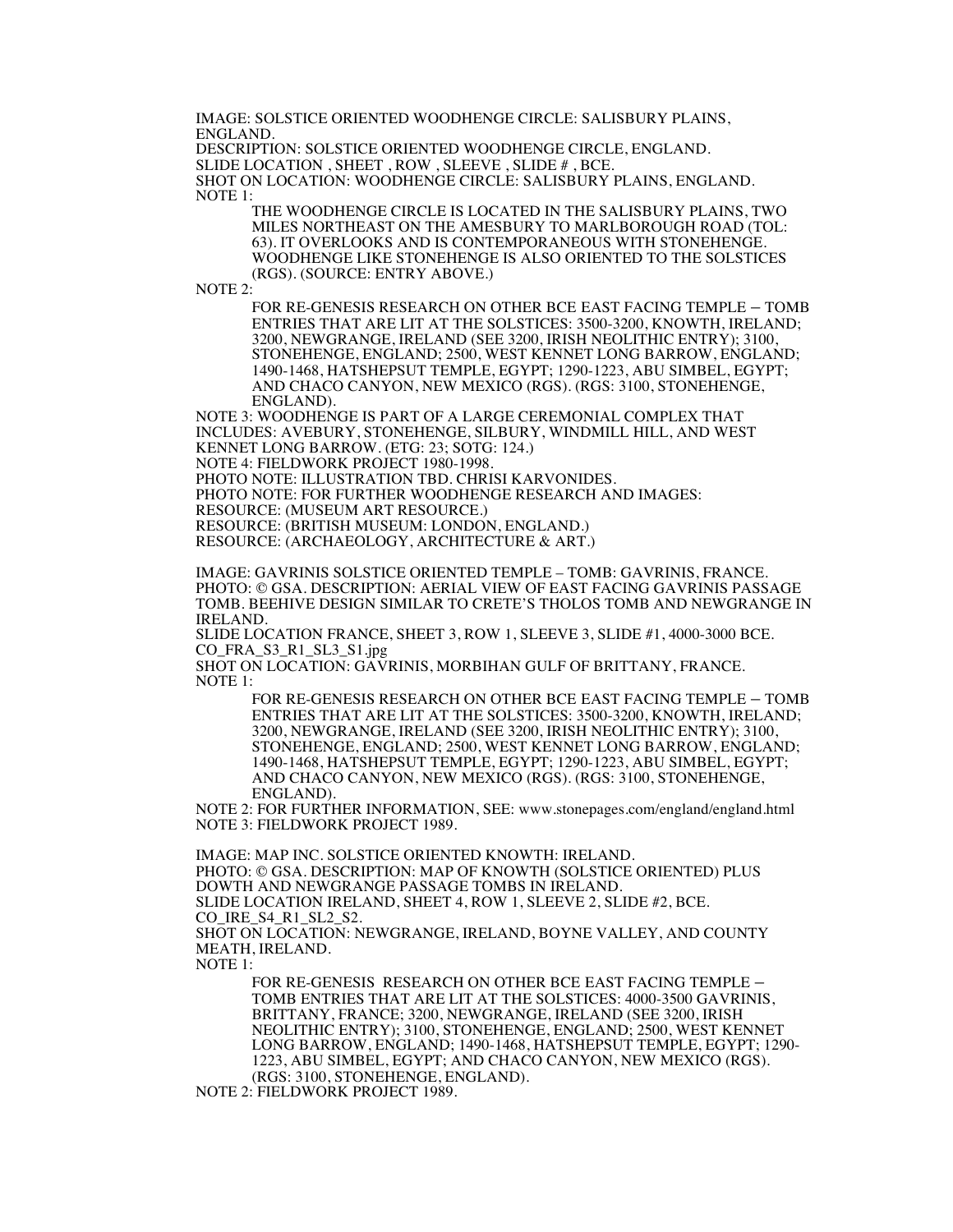IMAGE: SOLSTICE ORIENTED WOODHENGE CIRCLE: SALISBURY PLAINS, ENGLAND.
DESCRIPTION: SOLSTICE ORIENTED WOODHENGE CIRCLE, ENGLAND.
SLIDE LOCATION , SHEET , ROW , SLEEVE , SLIDE # , BCE.
SHOT ON LOCATION: WOODHENGE CIRCLE: SALISBURY PLAINS, ENGLAND.
NOTE 1:

> THE WOODHENGE CIRCLE IS LOCATED IN THE SALISBURY PLAINS, TWO MILES NORTHEAST ON THE AMESBURY TO MARLBOROUGH ROAD (TOL: 63). IT OVERLOOKS AND IS CONTEMPORANEOUS WITH STONEHENGE. WOODHENGE LIKE STONEHENGE IS ALSO ORIENTED TO THE SOLSTICES (RGS). (SOURCE: ENTRY ABOVE.)

NOTE 2:

> FOR RE-GENESIS RESEARCH ON OTHER BCE EAST FACING TEMPLE – TOMB ENTRIES THAT ARE LIT AT THE SOLSTICES: 3500-3200, KNOWTH, IRELAND; 3200, NEWGRANGE, IRELAND (SEE 3200, IRISH NEOLITHIC ENTRY); 3100, STONEHENGE, ENGLAND; 2500, WEST KENNET LONG BARROW, ENGLAND; 1490-1468, HATSHEPSUT TEMPLE, EGYPT; 1290-1223, ABU SIMBEL, EGYPT; AND CHACO CANYON, NEW MEXICO (RGS). (RGS: 3100, STONEHENGE, ENGLAND).

NOTE 3: WOODHENGE IS PART OF A LARGE CEREMONIAL COMPLEX THAT INCLUDES: AVEBURY, STONEHENGE, SILBURY, WINDMILL HILL, AND WEST KENNET LONG BARROW. (ETG: 23; SOTG: 124.)
NOTE 4: FIELDWORK PROJECT 1980-1998.
PHOTO NOTE: ILLUSTRATION TBD. CHRISI KARVONIDES.
PHOTO NOTE: FOR FURTHER WOODHENGE RESEARCH AND IMAGES:
RESOURCE: (MUSEUM ART RESOURCE.)
RESOURCE: (BRITISH MUSEUM: LONDON, ENGLAND.)
RESOURCE: (ARCHAEOLOGY, ARCHITECTURE & ART.)

IMAGE: GAVRINIS SOLSTICE ORIENTED TEMPLE – TOMB: GAVRINIS, FRANCE.
PHOTO: © GSA. DESCRIPTION: AERIAL VIEW OF EAST FACING GAVRINIS PASSAGE TOMB. BEEHIVE DESIGN SIMILAR TO CRETE'S THOLOS TOMB AND NEWGRANGE IN IRELAND.
SLIDE LOCATION FRANCE, SHEET 3, ROW 1, SLEEVE 3, SLIDE #1, 4000-3000 BCE.
CO_FRA_S3_R1_SL3_S1.jpg
SHOT ON LOCATION: GAVRINIS, MORBIHAN GULF OF BRITTANY, FRANCE.
NOTE 1:

> FOR RE-GENESIS RESEARCH ON OTHER BCE EAST FACING TEMPLE – TOMB ENTRIES THAT ARE LIT AT THE SOLSTICES: 3500-3200, KNOWTH, IRELAND; 3200, NEWGRANGE, IRELAND (SEE 3200, IRISH NEOLITHIC ENTRY); 3100, STONEHENGE, ENGLAND; 2500, WEST KENNET LONG BARROW, ENGLAND; 1490-1468, HATSHEPSUT TEMPLE, EGYPT; 1290-1223, ABU SIMBEL, EGYPT; AND CHACO CANYON, NEW MEXICO (RGS). (RGS: 3100, STONEHENGE, ENGLAND).

NOTE 2: FOR FURTHER INFORMATION, SEE: www.stonepages.com/england/england.html
NOTE 3: FIELDWORK PROJECT 1989.

IMAGE: MAP INC. SOLSTICE ORIENTED KNOWTH: IRELAND.
PHOTO: © GSA. DESCRIPTION: MAP OF KNOWTH (SOLSTICE ORIENTED) PLUS DOWTH AND NEWGRANGE PASSAGE TOMBS IN IRELAND.
SLIDE LOCATION IRELAND, SHEET 4, ROW 1, SLEEVE 2, SLIDE #2, BCE.
CO_IRE_S4_R1_SL2_S2.
SHOT ON LOCATION: NEWGRANGE, IRELAND, BOYNE VALLEY, AND COUNTY MEATH, IRELAND.
NOTE 1:

> FOR RE-GENESIS RESEARCH ON OTHER BCE EAST FACING TEMPLE – TOMB ENTRIES THAT ARE LIT AT THE SOLSTICES: 4000-3500 GAVRINIS, BRITTANY, FRANCE; 3200, NEWGRANGE, IRELAND (SEE 3200, IRISH NEOLITHIC ENTRY); 3100, STONEHENGE, ENGLAND; 2500, WEST KENNET LONG BARROW, ENGLAND; 1490-1468, HATSHEPSUT TEMPLE, EGYPT; 1290-1223, ABU SIMBEL, EGYPT; AND CHACO CANYON, NEW MEXICO (RGS). (RGS: 3100, STONEHENGE, ENGLAND).

NOTE 2: FIELDWORK PROJECT 1989.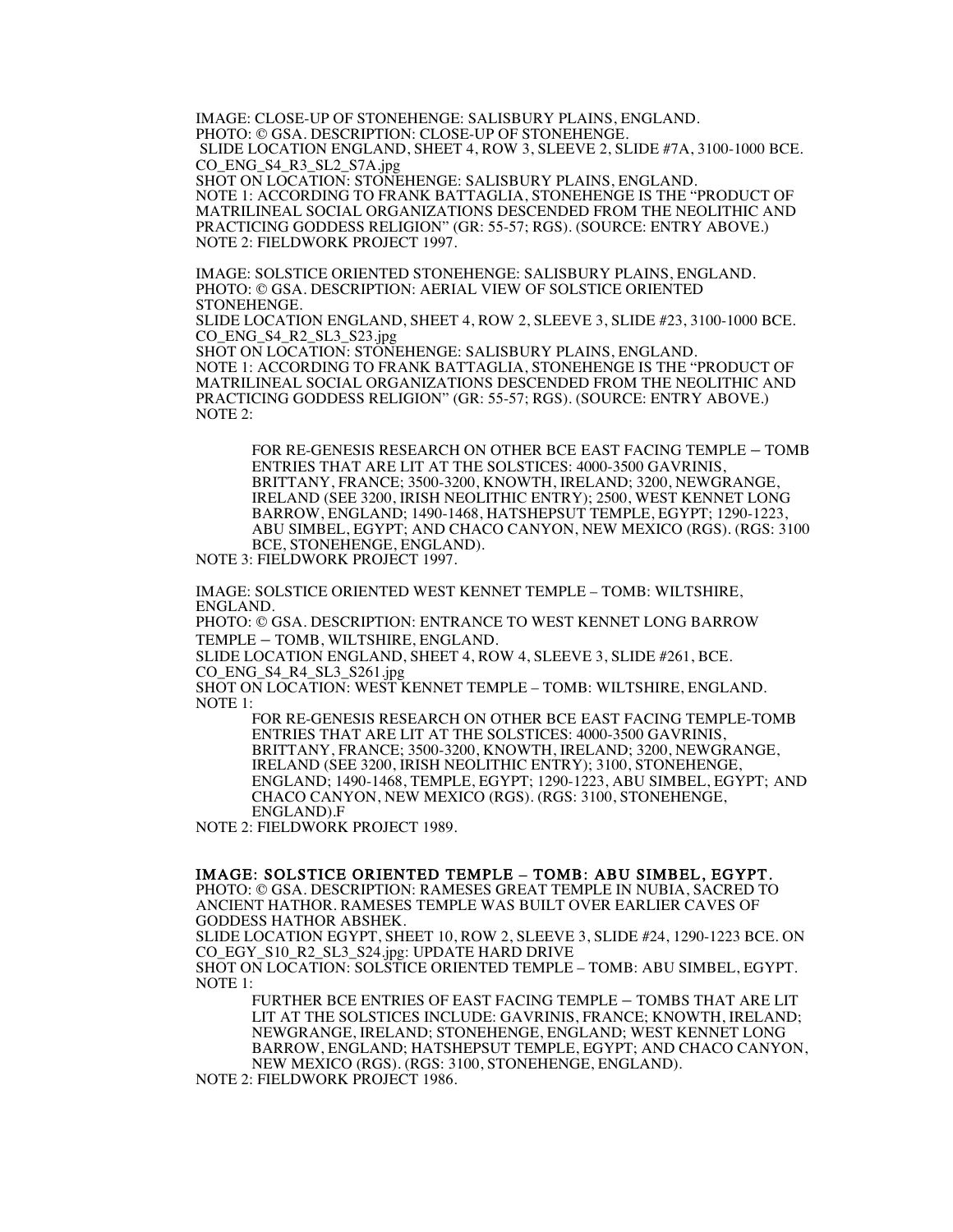IMAGE: CLOSE-UP OF STONEHENGE: SALISBURY PLAINS, ENGLAND.
PHOTO: © GSA. DESCRIPTION: CLOSE-UP OF STONEHENGE.
SLIDE LOCATION ENGLAND, SHEET 4, ROW 3, SLEEVE 2, SLIDE #7A, 3100-1000 BCE.
CO_ENG_S4_R3_SL2_S7A.jpg
SHOT ON LOCATION: STONEHENGE: SALISBURY PLAINS, ENGLAND.
NOTE 1: ACCORDING TO FRANK BATTAGLIA, STONEHENGE IS THE "PRODUCT OF MATRILINEAL SOCIAL ORGANIZATIONS DESCENDED FROM THE NEOLITHIC AND PRACTICING GODDESS RELIGION" (GR: 55-57; RGS). (SOURCE: ENTRY ABOVE.)
NOTE 2: FIELDWORK PROJECT 1997.

IMAGE: SOLSTICE ORIENTED STONEHENGE: SALISBURY PLAINS, ENGLAND.
PHOTO: © GSA. DESCRIPTION: AERIAL VIEW OF SOLSTICE ORIENTED STONEHENGE.
SLIDE LOCATION ENGLAND, SHEET 4, ROW 2, SLEEVE 3, SLIDE #23, 3100-1000 BCE.
CO_ENG_S4_R2_SL3_S23.jpg
SHOT ON LOCATION: STONEHENGE: SALISBURY PLAINS, ENGLAND.
NOTE 1: ACCORDING TO FRANK BATTAGLIA, STONEHENGE IS THE "PRODUCT OF MATRILINEAL SOCIAL ORGANIZATIONS DESCENDED FROM THE NEOLITHIC AND PRACTICING GODDESS RELIGION" (GR: 55-57; RGS). (SOURCE: ENTRY ABOVE.)
NOTE 2:

> FOR RE-GENESIS RESEARCH ON OTHER BCE EAST FACING TEMPLE – TOMB ENTRIES THAT ARE LIT AT THE SOLSTICES: 4000-3500 GAVRINIS, BRITTANY, FRANCE; 3500-3200, KNOWTH, IRELAND; 3200, NEWGRANGE, IRELAND (SEE 3200, IRISH NEOLITHIC ENTRY); 2500, WEST KENNET LONG BARROW, ENGLAND; 1490-1468, HATSHEPSUT TEMPLE, EGYPT; 1290-1223, ABU SIMBEL, EGYPT; AND CHACO CANYON, NEW MEXICO (RGS). (RGS: 3100 BCE, STONEHENGE, ENGLAND).

NOTE 3: FIELDWORK PROJECT 1997.

IMAGE: SOLSTICE ORIENTED WEST KENNET TEMPLE – TOMB: WILTSHIRE, ENGLAND.
PHOTO: © GSA. DESCRIPTION: ENTRANCE TO WEST KENNET LONG BARROW TEMPLE – TOMB, WILTSHIRE, ENGLAND.
SLIDE LOCATION ENGLAND, SHEET 4, ROW 4, SLEEVE 3, SLIDE #261, BCE.
CO_ENG_S4_R4_SL3_S261.jpg
SHOT ON LOCATION: WEST KENNET TEMPLE – TOMB: WILTSHIRE, ENGLAND.
NOTE 1:

> FOR RE-GENESIS RESEARCH ON OTHER BCE EAST FACING TEMPLE-TOMB ENTRIES THAT ARE LIT AT THE SOLSTICES: 4000-3500 GAVRINIS, BRITTANY, FRANCE; 3500-3200, KNOWTH, IRELAND; 3200, NEWGRANGE, IRELAND (SEE 3200, IRISH NEOLITHIC ENTRY); 3100, STONEHENGE, ENGLAND; 1490-1468, TEMPLE, EGYPT; 1290-1223, ABU SIMBEL, EGYPT; AND CHACO CANYON, NEW MEXICO (RGS). (RGS: 3100, STONEHENGE, ENGLAND).F

NOTE 2: FIELDWORK PROJECT 1989.

**IMAGE: SOLSTICE ORIENTED TEMPLE – TOMB: ABU SIMBEL, EGYPT.**
PHOTO: © GSA. DESCRIPTION: RAMESES GREAT TEMPLE IN NUBIA, SACRED TO ANCIENT HATHOR. RAMESES TEMPLE WAS BUILT OVER EARLIER CAVES OF GODDESS HATHOR ABSHEK.
SLIDE LOCATION EGYPT, SHEET 10, ROW 2, SLEEVE 3, SLIDE #24, 1290-1223 BCE. ON CO_EGY_S10_R2_SL3_S24.jpg: UPDATE HARD DRIVE
SHOT ON LOCATION: SOLSTICE ORIENTED TEMPLE – TOMB: ABU SIMBEL, EGYPT.
NOTE 1:

> FURTHER BCE ENTRIES OF EAST FACING TEMPLE – TOMBS THAT ARE LIT LIT AT THE SOLSTICES INCLUDE: GAVRINIS, FRANCE; KNOWTH, IRELAND; NEWGRANGE, IRELAND; STONEHENGE, ENGLAND; WEST KENNET LONG BARROW, ENGLAND; HATSHEPSUT TEMPLE, EGYPT; AND CHACO CANYON, NEW MEXICO (RGS). (RGS: 3100, STONEHENGE, ENGLAND).

NOTE 2: FIELDWORK PROJECT 1986.